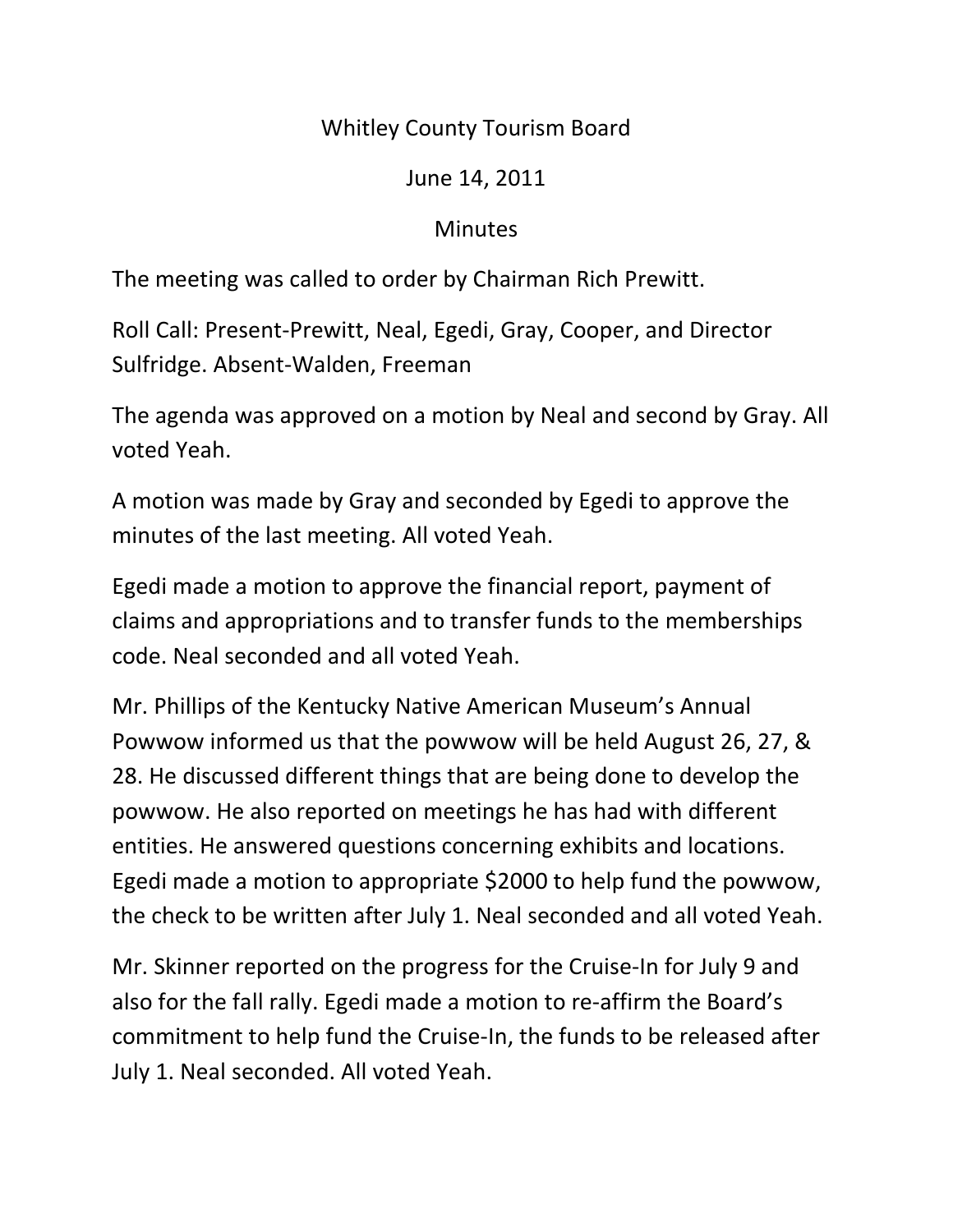# Whitley County Tourism Board

## June 14, 2011

## Minutes

The meeting was called to order by Chairman Rich Prewitt.

Roll Call: Present-Prewitt, Neal, Egedi, Gray, Cooper, and Director Sulfridge. Absent-Walden, Freeman

The agenda was approved on a motion by Neal and second by Gray. All voted Yeah.

A motion was made by Gray and seconded by Egedi to approve the minutes of the last meeting. All voted Yeah.

Egedi made a motion to approve the financial report, payment of claims and appropriations and to transfer funds to the memberships code. Neal seconded and all voted Yeah.

Mr. Phillips of the Kentucky Native American Museum's Annual Powwow informed us that the powwow will be held August 26, 27, & 28. He discussed different things that are being done to develop the powwow. He also reported on meetings he has had with different entities. He answered questions concerning exhibits and locations. Egedi made a motion to appropriate $2000 to help fund the powwow, the check to be written after July 1. Neal seconded and all voted Yeah.

Mr. Skinner reported on the progress for the Cruise-In for July 9 and also for the fall rally. Egedi made a motion to re-affirm the Board's commitment to help fund the Cruise-In, the funds to be released after July 1. Neal seconded. All voted Yeah.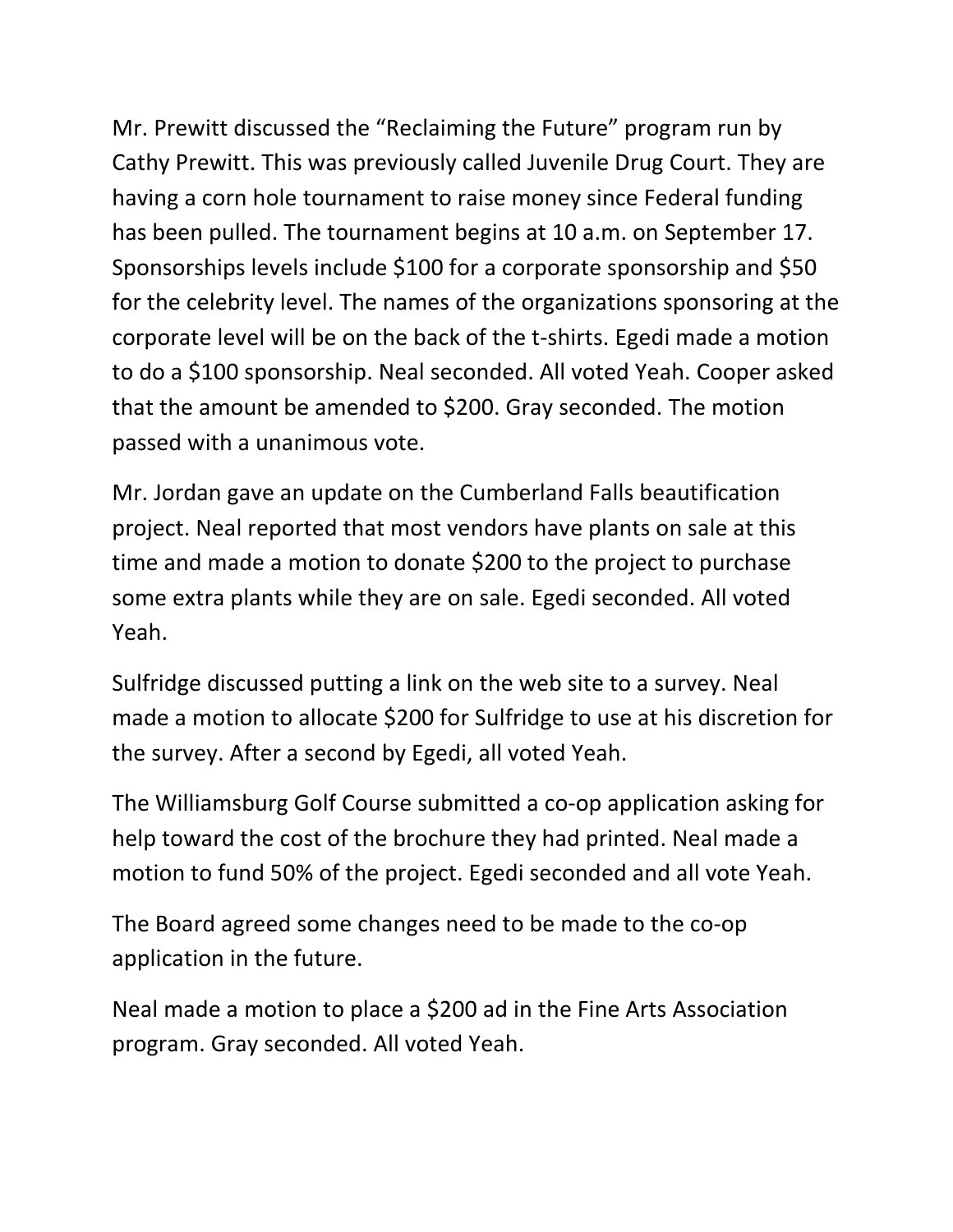Mr. Prewitt discussed the "Reclaiming the Future" program run by Cathy Prewitt. This was previously called Juvenile Drug Court. They are having a corn hole tournament to raise money since Federal funding has been pulled. The tournament begins at 10 a.m. on September 17. Sponsorships levels include $100 for a corporate sponsorship and $50 for the celebrity level. The names of the organizations sponsoring at the corporate level will be on the back of the t-shirts. Egedi made a motion to do a $100 sponsorship. Neal seconded. All voted Yeah. Cooper asked that the amount be amended to $200. Gray seconded. The motion passed with a unanimous vote.

Mr. Jordan gave an update on the Cumberland Falls beautification project. Neal reported that most vendors have plants on sale at this time and made a motion to donate $200 to the project to purchase some extra plants while they are on sale. Egedi seconded. All voted Yeah.

Sulfridge discussed putting a link on the web site to a survey. Neal made a motion to allocate $200 for Sulfridge to use at his discretion for the survey. After a second by Egedi, all voted Yeah.

The Williamsburg Golf Course submitted a co-op application asking for help toward the cost of the brochure they had printed. Neal made a motion to fund 50% of the project. Egedi seconded and all vote Yeah.

The Board agreed some changes need to be made to the co-op application in the future.

Neal made a motion to place a $200 ad in the Fine Arts Association program. Gray seconded. All voted Yeah.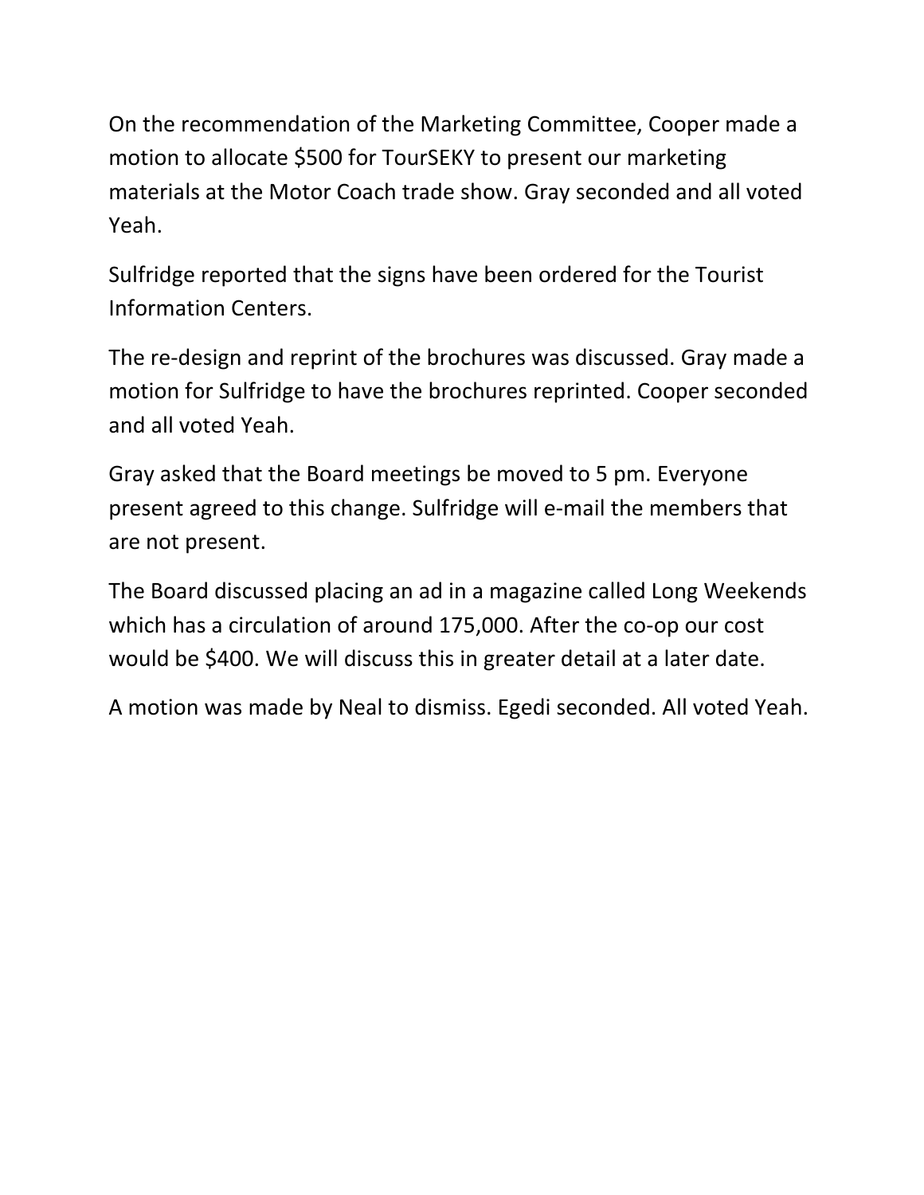On the recommendation of the Marketing Committee, Cooper made a motion to allocate $500 for TourSEKY to present our marketing materials at the Motor Coach trade show. Gray seconded and all voted Yeah.

Sulfridge reported that the signs have been ordered for the Tourist Information Centers.

The re-design and reprint of the brochures was discussed. Gray made a motion for Sulfridge to have the brochures reprinted. Cooper seconded and all voted Yeah.

Gray asked that the Board meetings be moved to 5 pm. Everyone present agreed to this change. Sulfridge will e-mail the members that are not present.

The Board discussed placing an ad in a magazine called Long Weekends which has a circulation of around 175,000. After the co-op our cost would be $400. We will discuss this in greater detail at a later date.

A motion was made by Neal to dismiss. Egedi seconded. All voted Yeah.